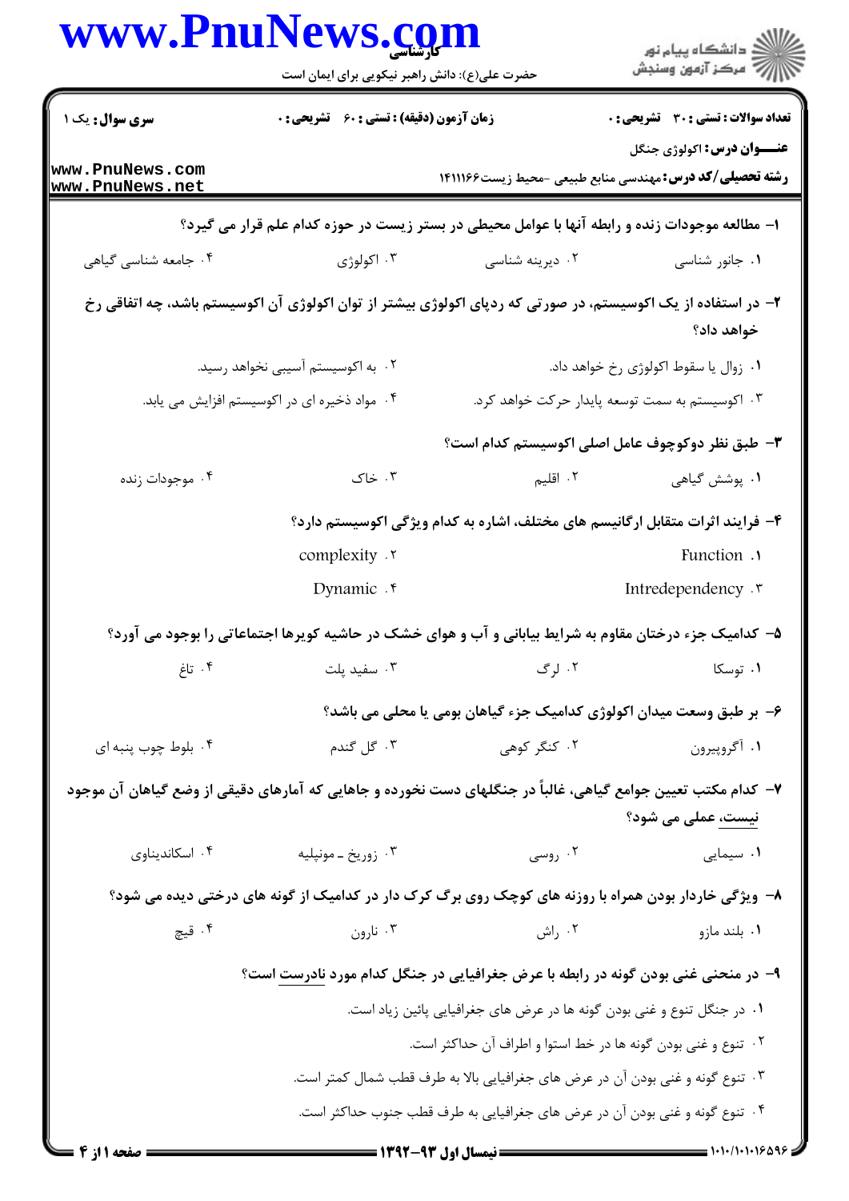کارشناسی

حضرت علی(ع): دانش راهبر نیکویی برای ایمان است

| سری سوال: یک ۱ | زمان آزمون (دقیقه) : تستی : ۶۰ تشریحی : ۰ | تعداد سوالات : تستی : ۳۰ تشریحی : ۰ |
| --- | --- | --- |

**عنـــوان درس:** اکولوژی جنگل

**رشته تحصیلی/کد درس:** مهندسی منابع طبیعی -محیط زیست۱۴۱۱۱۶۶

۱- مطالعه موجودات زنده و رابطه آنها با عوامل محیطی در بستر زیست در حوزه کدام علم قرار می گیرد؟

۱. جانور شناسی ۲. دیرینه شناسی ۳. اکولوژی ۴. جامعه شناسی گیاهی

۲- در استفاده از یک اکوسیستم، در صورتی که ردپای اکولوژی بیشتر از توان اکولوژی آن اکوسیستم باشد، چه اتفاقی رخ خواهد داد؟

۱. زوال یا سقوط اکولوژی رخ خواهد داد.

۲. به اکوسیستم آسیبی نخواهد رسید.

۳. اکوسیستم به سمت توسعه پایدار حرکت خواهد کرد.

۴. مواد ذخیره ای در اکوسیستم افزایش می یابد.

۳- طبق نظر دوکوچوف عامل اصلی اکوسیستم کدام است؟

۱. پوشش گیاهی ۲. اقلیم ۳. خاک ۴. موجودات زنده

۴- فرایند اثرات متقابل ارگانیسم های مختلف، اشاره به کدام ویژگی اکوسیستم دارد؟

۱. Function ۲. complexity

۳. Intredependency ۴. Dynamic

۵- کدامیک جزء درختان مقاوم به شرایط بیابانی و آب و هوای خشک در حاشیه کویرها اجتماعاتی را بوجود می آورد؟

۱. توسکا ۲. لرگ ۳. سفید پلت ۴. تاغ

۶- بر طبق وسعت میدان اکولوژی کدامیک جزء گیاهان بومی یا محلی می باشد؟

۱. آگروپیرون ۲. کنگر کوهی ۳. گل گندم ۴. بلوط چوب پنبه ای

۷- کدام مکتب تعیین جوامع گیاهی، غالباً در جنگلهای دست نخورده و جاهایی که آمارهای دقیقی از وضع گیاهان آن موجود نیست، عملی می شود؟

۱. سیمایی ۲. روسی ۳. زوریخ ـ مونپلیه ۴. اسکاندیناوی

۸- ویژگی خاردار بودن همراه با روزنه های کوچک روی برگ کرک دار در کدامیک از گونه های درختی دیده می شود؟

۱. بلند مازو ۲. راش ۳. نارون ۴. قیچ

۹- در منحنی غنی بودن گونه در رابطه با عرض جغرافیایی در جنگل کدام مورد نادرست است؟

۱. در جنگل تنوع و غنی بودن گونه ها در عرض های جغرافیایی پائین زیاد است.

۲. تنوع و غنی بودن گونه ها در خط استوا و اطراف آن حداکثر است.

۳. تنوع گونه و غنی بودن آن در عرض های جغرافیایی بالا به طرف قطب شمال کمتر است.

۴. تنوع گونه و غنی بودن آن در عرض های جغرافیایی به طرف قطب جنوب حداکثر است.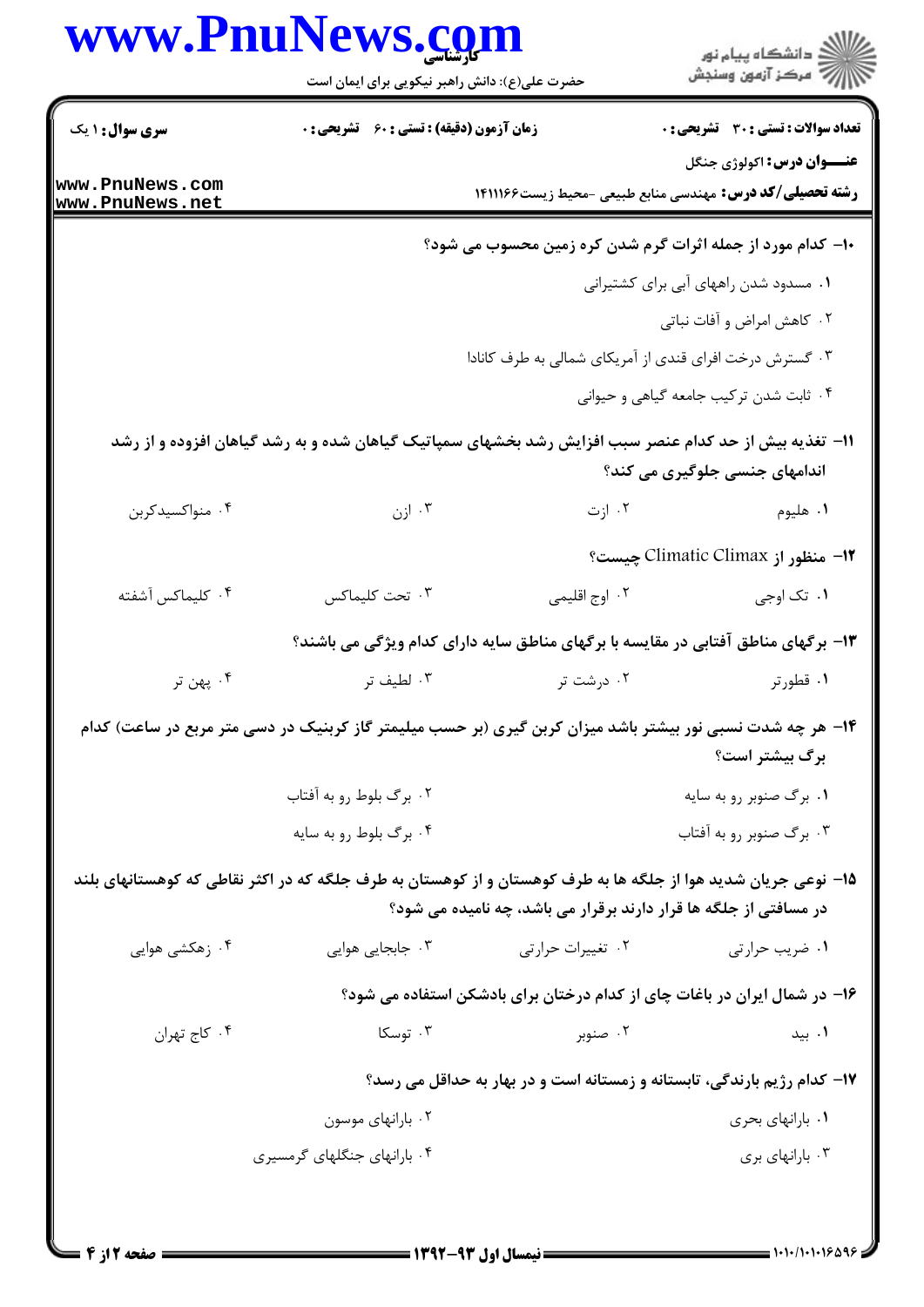**سری سوال:** ۱ یک | **زمان آزمون (دقیقه) : تستی :** ۶۰ **تشریحی :** ۰ | **تعداد سوالات : تستی :** ۳۰ **تشریحی :** ۰

**عنـــوان درس:** اکولوژی جنگل

**رشته تحصیلی/کد درس:** مهندسی منابع طبیعی -محیط زیست۱۴۱۱۱۶۶

۱۰- کدام مورد از جمله اثرات گرم شدن کره زمین محسوب می شود؟

۱. مسدود شدن راههای آبی برای کشتیرانی

۲. کاهش امراض و آفات نباتی

۳. گسترش درخت افرای قندی از آمریکای شمالی به طرف کانادا

۴. ثابت شدن ترکیب جامعه گیاهی و حیوانی

۱۱- تغذیه بیش از حد کدام عنصر سبب افزایش رشد بخشهای سمپاتیک گیاهان شده و به رشد گیاهان افزوده و از رشد اندامهای جنسی جلوگیری می کند؟

۱. هلیوم ۲. ازت ۳. ازن ۴. منواکسیدکربن

۱۲- منظور از Climatic Climax چیست؟

۱. تک اوجی ۲. اوج اقلیمی ۳. تحت کلیماکس ۴. کلیماکس آشفته

۱۳- برگهای مناطق آفتابی در مقایسه با برگهای مناطق سایه دارای کدام ویژگی می باشند؟

۱. قطورتر ۲. درشت تر ۳. لطیف تر ۴. پهن تر

۱۴- هر چه شدت نسبی نور بیشتر باشد میزان کربن گیری (بر حسب میلیمتر گاز کربنیک در دسی متر مربع در ساعت) کدام برگ بیشتر است؟

۱. برگ صنوبر رو به سایه

۲. برگ بلوط رو به آفتاب

۳. برگ صنوبر رو به آفتاب

۴. برگ بلوط رو به سایه

۱۵- نوعی جریان شدید هوا از جلگه ها به طرف کوهستان و از کوهستان به طرف جلگه که در اکثر نقاطی که کوهستانهای بلند در مسافتی از جلگه ها قرار دارند برقرار می باشد، چه نامیده می شود؟

۱. ضریب حرارتی ۲. تغییرات حرارتی ۳. جابجایی هوایی ۴. زهکشی هوایی

۱۶- در شمال ایران در باغات چای از کدام درختان برای بادشکن استفاده می شود؟

۱. بید ۲. صنوبر ۳. توسکا ۴. کاج تهران

۱۷- کدام رژیم بارندگی، تابستانه و زمستانه است و در بهار به حداقل می رسد؟

۱. بارانهای بحری

۲. بارانهای موسون

۳. بارانهای بری

۴. بارانهای جنگلهای گرمسیری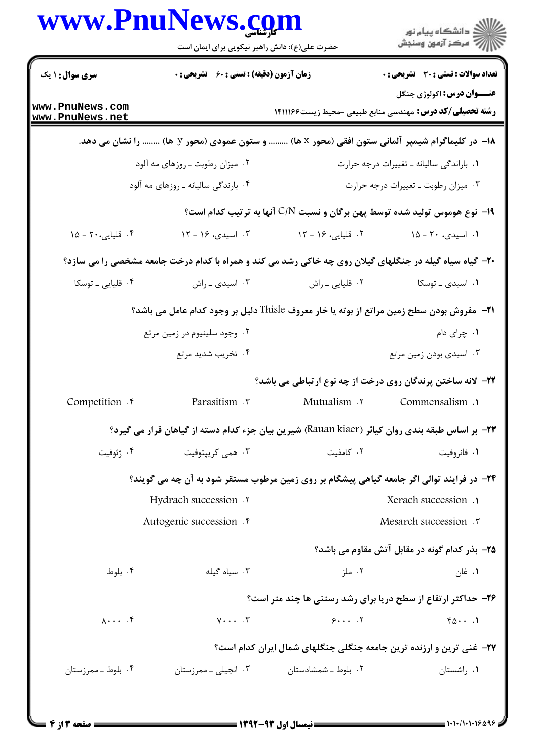۱۸- در کلیماگرام شیمپر آلمانی ستون افقی (محور x ها) ......... و ستون عمودی (محور y ها) ........ را نشان می دهد.

۱. بارندگی سالیانه ـ تغییرات درجه حرارت
۲. میزان رطوبت ـ روزهای مه آلود
۳. میزان رطوبت ـ تغییرات درجه حرارت
۴. بارندگی سالیانه ـ روزهای مه آلود

۱۹- نوع هوموس تولید شده توسط پهن برگان و نسبت C/N آنها به ترتیب کدام است؟

۱. اسیدی، ۲۰ - ۱۵
۲. قلیایی، ۱۶ - ۱۲
۳. اسیدی، ۱۶ - ۱۲
۴. قلیایی، ۲۰ - ۱۵

۲۰- گیاه سیاه گیله در جنگلهای گیلان روی چه خاکی رشد می کند و همراه با کدام درخت جامعه مشخصی را می سازد؟

۱. اسیدی ـ توسکا
۲. قلیایی ـ راش
۳. اسیدی ـ راش
۴. قلیایی ـ توسکا

۲۱- مفروش بودن سطح زمین مراتع از بوته یا خار معروف Thisle دلیل بر وجود کدام عامل می باشد؟

۱. چرای دام
۲. وجود سلینیوم در زمین مرتع
۳. اسیدی بودن زمین مرتع
۴. تخریب شدید مرتع

۲۲- لانه ساختن پرندگان روی درخت از چه نوع ارتباطی می باشد؟

۱. Commensalism
۲. Mutualism
۳. Parasitism
۴. Competition

۲۳- بر اساس طبقه بندی روان کیائر (Rauan kiaer) شیرین بیان جزء کدام دسته از گیاهان قرار می گیرد؟

۱. فانروفیت
۲. کامفیت
۳. همی کریپتوفیت
۴. ژئوفیت

۲۴- در فرایند توالی اگر جامعه گیاهی پیشگام بر روی زمین مرطوب مستقر شود به آن چه می گویند؟

۱. Xerach succession
۲. Hydrach succession
۳. Mesarch succession
۴. Autogenic succession

۲۵- بذر کدام گونه در مقابل آتش مقاوم می باشد؟

۱. غان
۲. ملز
۳. سیاه گیله
۴. بلوط

۲۶- حداکثر ارتفاع از سطح دریا برای رشد رستنی ها چند متر است؟

۱. ۴۵۰۰
۲. ۶۰۰۰
۳. ۷۰۰۰
۴. ۸۰۰۰

۲۷- غنی ترین و ارزنده ترین جامعه جنگلی جنگلهای شمال ایران کدام است؟

۱. راشستان
۲. بلوط ـ شمشادستان
۳. انجیلی ـ ممرزستان
۴. بلوط ـ ممرزستان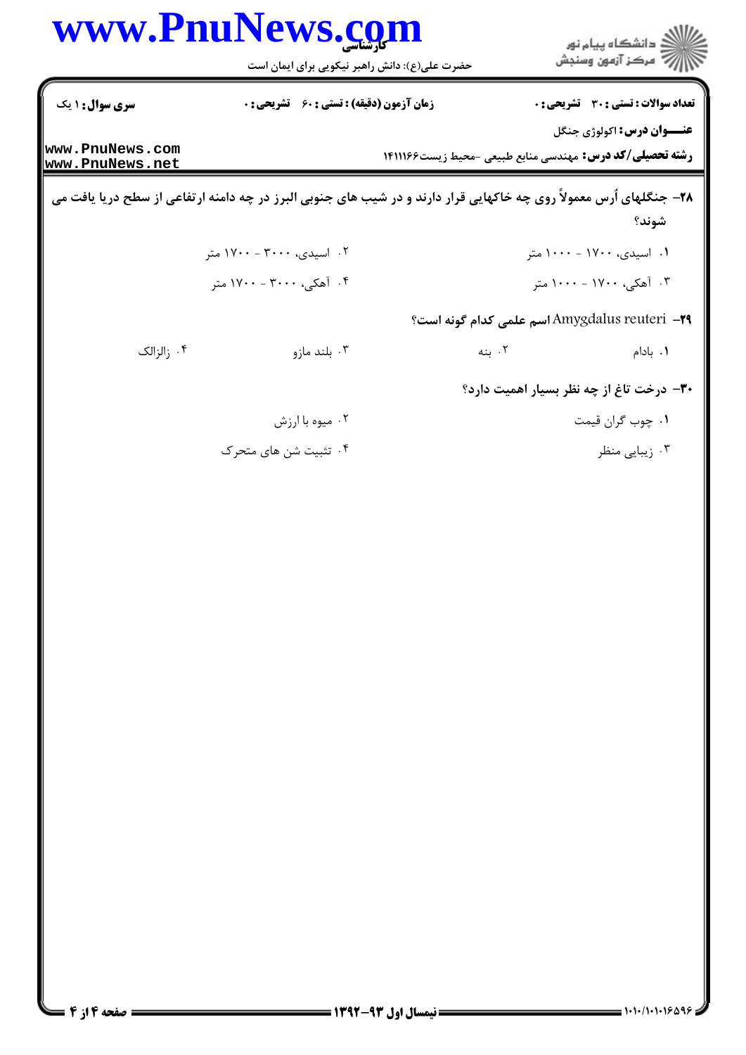**۲۸-** جنگلهای اُرس معمولاً روی چه خاکهایی قرار دارند و در شیب های جنوبی البرز در چه دامنه ارتفاعی از سطح دریا یافت می شوند؟

۱. اسیدی، ۱۷۰۰ - ۱۰۰۰ متر

۲. اسیدی، ۳۰۰۰ - ۱۷۰۰ متر

۳. آهکی، ۱۷۰۰ - ۱۰۰۰ متر

۴. آهکی، ۳۰۰۰ - ۱۷۰۰ متر

**۲۹-** Amygdalus reuteri اسم علمی کدام گونه است؟

۱. بادام

۲. بنه

۳. بلند مازو

۴. زالزالک

**۳۰-** درخت تاغ از چه نظر بسیار اهمیت دارد؟

۱. چوب گران قیمت

۲. میوه با ارزش

۳. زیبایی منظر

۴. تثبیت شن های متحرک